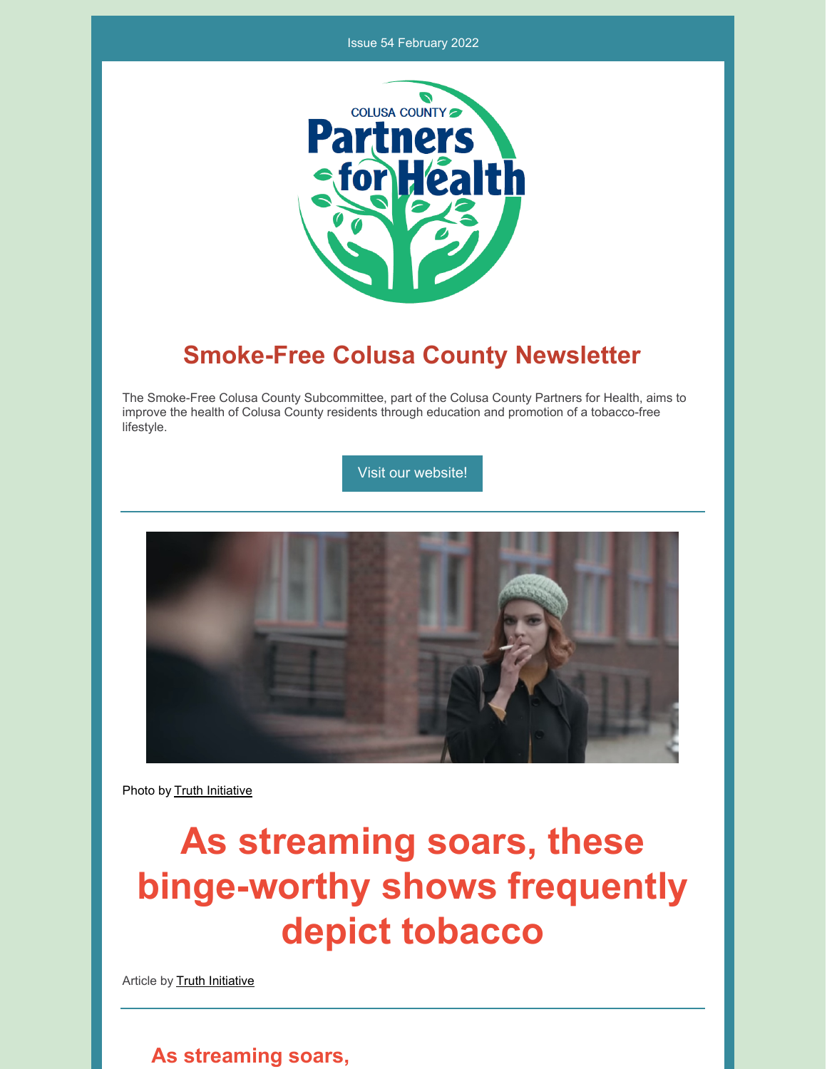Issue 54 February 2022

COLUSA COUNTY
Partners for Health

# Smoke-Free Colusa County Newsletter

The Smoke-Free Colusa County Subcommittee, part of the Colusa County Partners for Health, aims to improve the health of Colusa County residents through education and promotion of a tobacco-free lifestyle.

Visit our website!

Photo by Truth Initiative

# As streaming soars, these binge-worthy shows frequently depict tobacco

Article by Truth Initiative

## As streaming soars,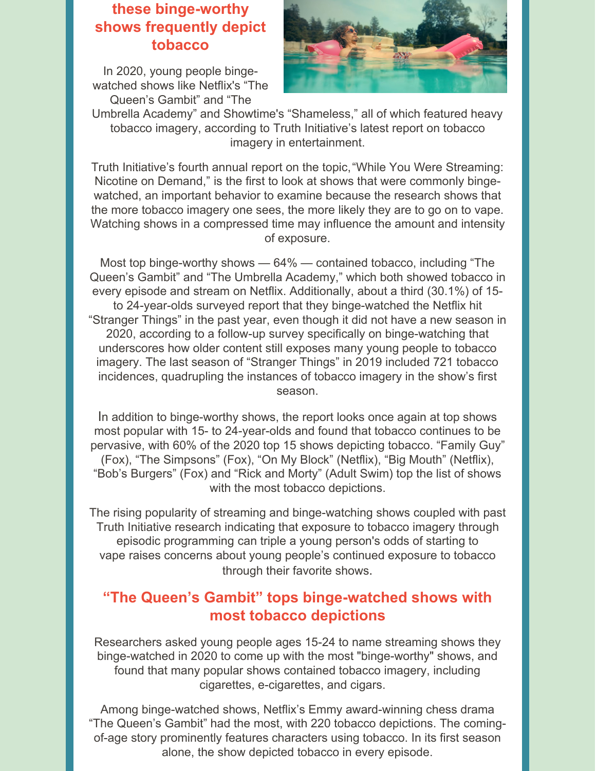## these binge-worthy shows frequently depict tobacco

In 2020, young people binge-watched shows like Netflix's "The Queen's Gambit" and "The Umbrella Academy" and Showtime's "Shameless," all of which featured heavy tobacco imagery, according to Truth Initiative's latest report on tobacco imagery in entertainment.

Truth Initiative's fourth annual report on the topic, "While You Were Streaming: Nicotine on Demand," is the first to look at shows that were commonly binge-watched, an important behavior to examine because the research shows that the more tobacco imagery one sees, the more likely they are to go on to vape. Watching shows in a compressed time may influence the amount and intensity of exposure.

Most top binge-worthy shows — 64% — contained tobacco, including "The Queen's Gambit" and "The Umbrella Academy," which both showed tobacco in every episode and stream on Netflix. Additionally, about a third (30.1%) of 15- to 24-year-olds surveyed report that they binge-watched the Netflix hit "Stranger Things" in the past year, even though it did not have a new season in 2020, according to a follow-up survey specifically on binge-watching that underscores how older content still exposes many young people to tobacco imagery. The last season of "Stranger Things" in 2019 included 721 tobacco incidences, quadrupling the instances of tobacco imagery in the show's first season.

In addition to binge-worthy shows, the report looks once again at top shows most popular with 15- to 24-year-olds and found that tobacco continues to be pervasive, with 60% of the 2020 top 15 shows depicting tobacco. "Family Guy" (Fox), "The Simpsons" (Fox), "On My Block" (Netflix), "Big Mouth" (Netflix), "Bob's Burgers" (Fox) and "Rick and Morty" (Adult Swim) top the list of shows with the most tobacco depictions.

The rising popularity of streaming and binge-watching shows coupled with past Truth Initiative research indicating that exposure to tobacco imagery through episodic programming can triple a young person's odds of starting to vape raises concerns about young people's continued exposure to tobacco through their favorite shows.

## "The Queen's Gambit" tops binge-watched shows with most tobacco depictions

Researchers asked young people ages 15-24 to name streaming shows they binge-watched in 2020 to come up with the most "binge-worthy" shows, and found that many popular shows contained tobacco imagery, including cigarettes, e-cigarettes, and cigars.

Among binge-watched shows, Netflix's Emmy award-winning chess drama "The Queen's Gambit" had the most, with 220 tobacco depictions. The coming-of-age story prominently features characters using tobacco. In its first season alone, the show depicted tobacco in every episode.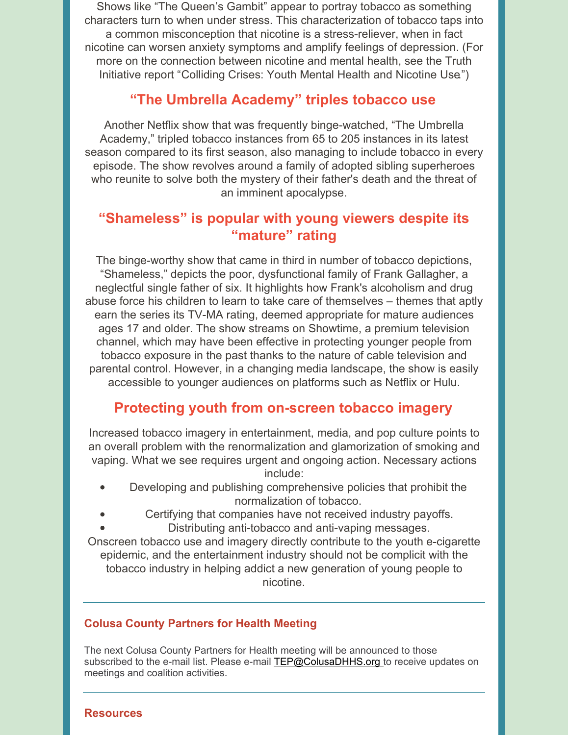Shows like “The Queen’s Gambit” appear to portray tobacco as something characters turn to when under stress. This characterization of tobacco taps into a common misconception that nicotine is a stress-reliever, when in fact nicotine can worsen anxiety symptoms and amplify feelings of depression. (For more on the connection between nicotine and mental health, see the Truth Initiative report “Colliding Crises: Youth Mental Health and Nicotine Use.”)

## “The Umbrella Academy” triples tobacco use

Another Netflix show that was frequently binge-watched, “The Umbrella Academy,” tripled tobacco instances from 65 to 205 instances in its latest season compared to its first season, also managing to include tobacco in every episode. The show revolves around a family of adopted sibling superheroes who reunite to solve both the mystery of their father's death and the threat of an imminent apocalypse.

## “Shameless” is popular with young viewers despite its “mature” rating

The binge-worthy show that came in third in number of tobacco depictions, “Shameless,” depicts the poor, dysfunctional family of Frank Gallagher, a neglectful single father of six. It highlights how Frank's alcoholism and drug abuse force his children to learn to take care of themselves – themes that aptly earn the series its TV-MA rating, deemed appropriate for mature audiences ages 17 and older. The show streams on Showtime, a premium television channel, which may have been effective in protecting younger people from tobacco exposure in the past thanks to the nature of cable television and parental control. However, in a changing media landscape, the show is easily accessible to younger audiences on platforms such as Netflix or Hulu.

## Protecting youth from on-screen tobacco imagery

Increased tobacco imagery in entertainment, media, and pop culture points to an overall problem with the renormalization and glamorization of smoking and vaping. What we see requires urgent and ongoing action. Necessary actions include:

- Developing and publishing comprehensive policies that prohibit the normalization of tobacco.
- Certifying that companies have not received industry payoffs.
- Distributing anti-tobacco and anti-vaping messages.

Onscreen tobacco use and imagery directly contribute to the youth e-cigarette epidemic, and the entertainment industry should not be complicit with the tobacco industry in helping addict a new generation of young people to nicotine.

---

### Colusa County Partners for Health Meeting

The next Colusa County Partners for Health meeting will be announced to those subscribed to the e-mail list. Please e-mail TEP@ColusaDHHS.org to receive updates on meetings and coalition activities.

---

### Resources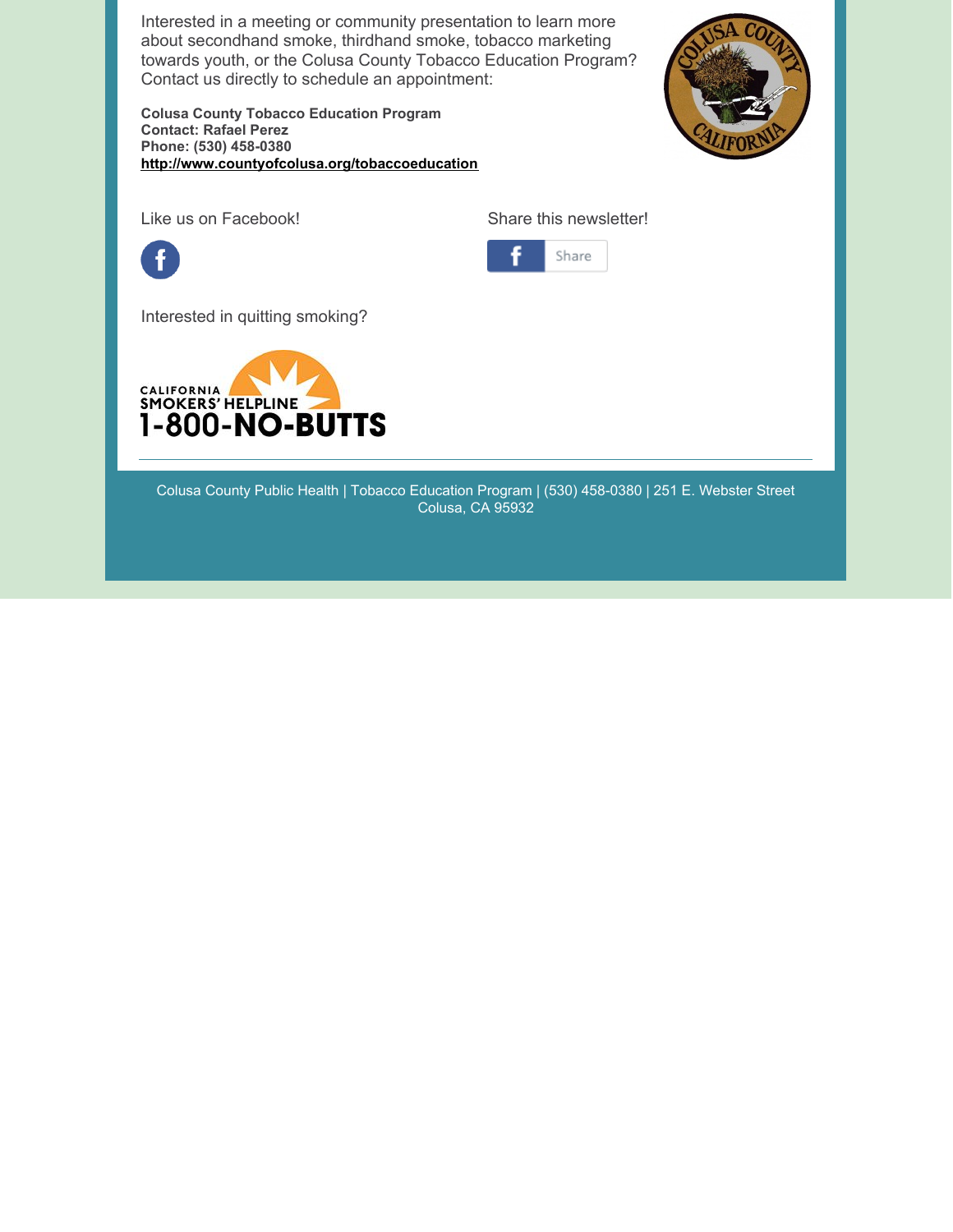Interested in a meeting or community presentation to learn more about secondhand smoke, thirdhand smoke, tobacco marketing towards youth, or the Colusa County Tobacco Education Program? Contact us directly to schedule an appointment:

**Colusa County Tobacco Education Program**
**Contact: Rafael Perez**
**Phone: (530) 458-0380**
**http://www.countyofcolusa.org/tobaccoeducation**

Like us on Facebook!

Share this newsletter!

Share

Interested in quitting smoking?

CALIFORNIA SMOKERS' HELPLINE 1-800-NO-BUTTS

---

Colusa County Public Health | Tobacco Education Program | (530) 458-0380 | 251 E. Webster Street Colusa, CA 95932